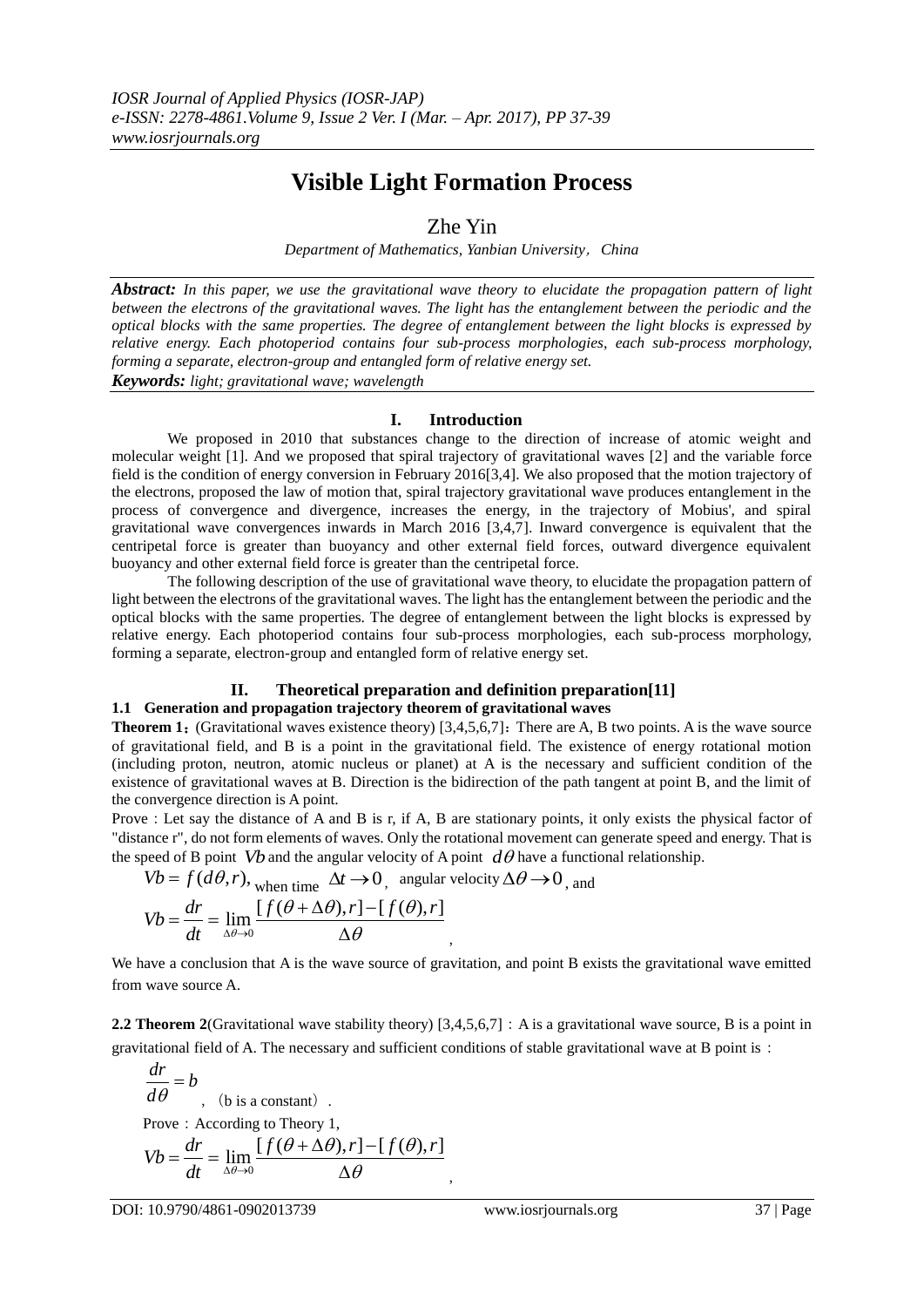# Visible Light Formation Process

Zhe Yin

*Department of Mathematics, Yanbian University，China*

***Abstract:*** *In this paper, we use the gravitational wave theory to elucidate the propagation pattern of light between the electrons of the gravitational waves. The light has the entanglement between the periodic and the optical blocks with the same properties. The degree of entanglement between the light blocks is expressed by relative energy. Each photoperiod contains four sub-process morphologies, each sub-process morphology, forming a separate, electron-group and entangled form of relative energy set.*

***Keywords:*** *light; gravitational wave; wavelength*

## I. Introduction

We proposed in 2010 that substances change to the direction of increase of atomic weight and molecular weight [1]. And we proposed that spiral trajectory of gravitational waves [2] and the variable force field is the condition of energy conversion in February 2016[3,4]. We also proposed that the motion trajectory of the electrons, proposed the law of motion that, spiral trajectory gravitational wave produces entanglement in the process of convergence and divergence, increases the energy, in the trajectory of Mobius', and spiral gravitational wave convergences inwards in March 2016 [3,4,7]. Inward convergence is equivalent that the centripetal force is greater than buoyancy and other external field forces, outward divergence equivalent buoyancy and other external field force is greater than the centripetal force.

The following description of the use of gravitational wave theory, to elucidate the propagation pattern of light between the electrons of the gravitational waves. The light has the entanglement between the periodic and the optical blocks with the same properties. The degree of entanglement between the light blocks is expressed by relative energy. Each photoperiod contains four sub-process morphologies, each sub-process morphology, forming a separate, electron-group and entangled form of relative energy set.

## II. Theoretical preparation and definition preparation[11]

### 1.1 Generation and propagation trajectory theorem of gravitational waves

**Theorem 1**：(Gravitational waves existence theory) [3,4,5,6,7]：There are A, B two points. A is the wave source of gravitational field, and B is a point in the gravitational field. The existence of energy rotational motion (including proton, neutron, atomic nucleus or planet) at A is the necessary and sufficient condition of the existence of gravitational waves at B. Direction is the bidirection of the path tangent at point B, and the limit of the convergence direction is A point.

Prove：Let say the distance of A and B is r, if A, B are stationary points, it only exists the physical factor of "distance r", do not form elements of waves. Only the rotational movement can generate speed and energy. That is the speed of B point $Vb$ and the angular velocity of A point $d\theta$ have a functional relationship.

$Vb = f(d\theta, r)$, when time $\Delta t \to 0$, angular velocity $\Delta\theta \to 0$, and

$$Vb = \frac{dr}{dt} = \lim_{\Delta\theta \to 0} \frac{[f(\theta+\Delta\theta), r] - [f(\theta), r]}{\Delta\theta},$$

We have a conclusion that A is the wave source of gravitation, and point B exists the gravitational wave emitted from wave source A.

**2.2 Theorem 2**(Gravitational wave stability theory) [3,4,5,6,7]：A is a gravitational wave source, B is a point in gravitational field of A. The necessary and sufficient conditions of stable gravitational wave at B point is：

$$\frac{dr}{d\theta} = b, \quad \text{(b is a constant)}.$$

Prove：According to Theory 1,

$$Vb = \frac{dr}{dt} = \lim_{\Delta\theta \to 0} \frac{[f(\theta+\Delta\theta), r] - [f(\theta), r]}{\Delta\theta},$$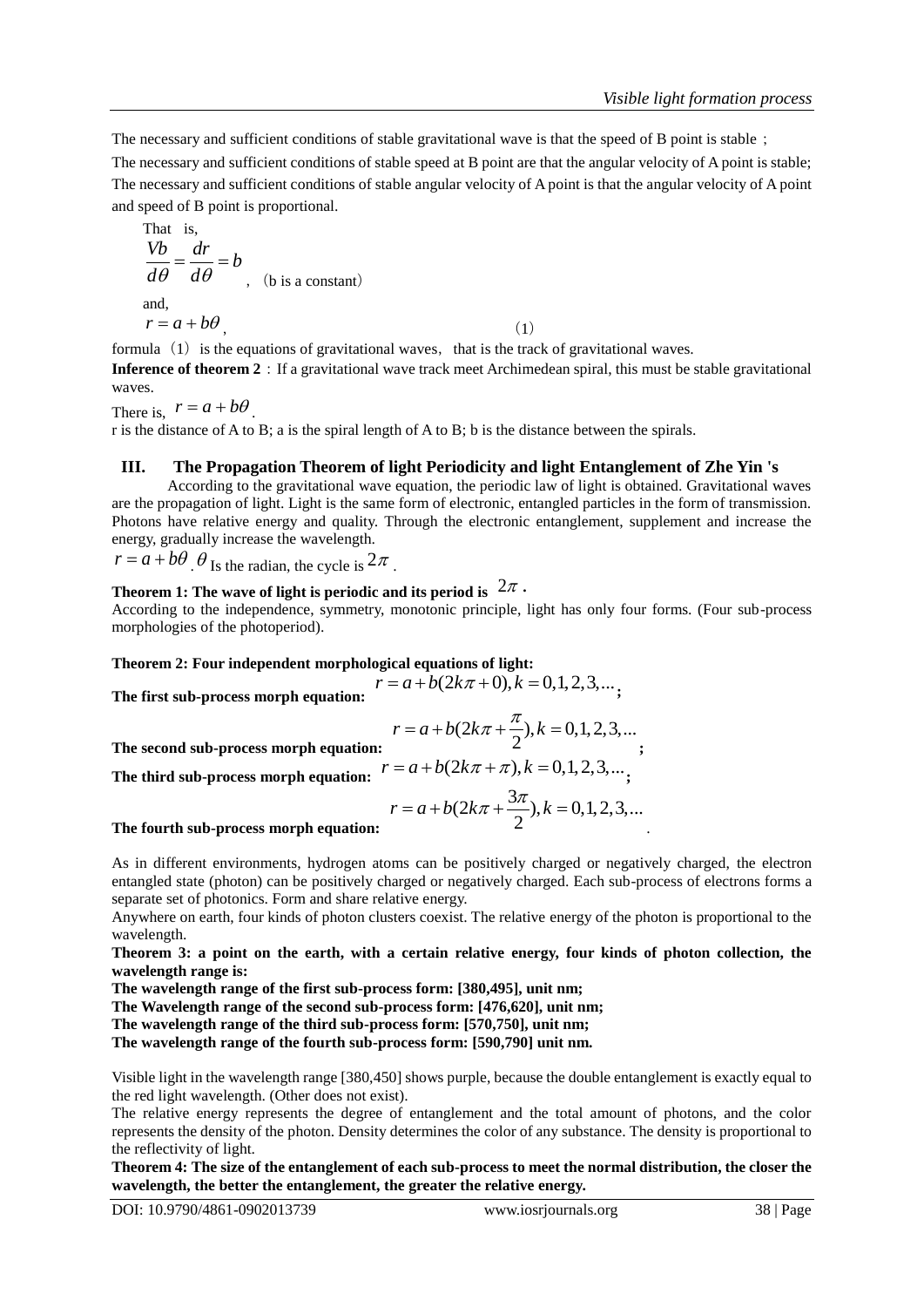The necessary and sufficient conditions of stable gravitational wave is that the speed of B point is stable；

The necessary and sufficient conditions of stable speed at B point are that the angular velocity of A point is stable; The necessary and sufficient conditions of stable angular velocity of A point is that the angular velocity of A point and speed of B point is proportional.

That is,

$$\frac{Vb}{d\theta} = \frac{dr}{d\theta} = b$$ ，（b is a constant）

and,

$$r = a + b\theta, \quad (1)$$

formula（1）is the equations of gravitational waves，that is the track of gravitational waves.

**Inference of theorem 2**：If a gravitational wave track meet Archimedean spiral, this must be stable gravitational waves.

There is, $r = a + b\theta$.

r is the distance of A to B; a is the spiral length of A to B; b is the distance between the spirals.

## III. The Propagation Theorem of light Periodicity and light Entanglement of Zhe Yin 's

According to the gravitational wave equation, the periodic law of light is obtained. Gravitational waves are the propagation of light. Light is the same form of electronic, entangled particles in the form of transmission. Photons have relative energy and quality. Through the electronic entanglement, supplement and increase the energy, gradually increase the wavelength.

$r = a + b\theta$. $\theta$ Is the radian, the cycle is $2\pi$.

**Theorem 1: The wave of light is periodic and its period is $2\pi$.**

According to the independence, symmetry, monotonic principle, light has only four forms. (Four sub-process morphologies of the photoperiod).

**Theorem 2: Four independent morphological equations of light:**

**The first sub-process morph equation:** $r = a + b(2k\pi + 0), k = 0,1,2,3,...$;

**The second sub-process morph equation:** $r = a + b(2k\pi + \frac{\pi}{2}), k = 0,1,2,3,...$;

**The third sub-process morph equation:** $r = a + b(2k\pi + \pi), k = 0,1,2,3,...$;

**The fourth sub-process morph equation:** $r = a + b(2k\pi + \frac{3\pi}{2}), k = 0,1,2,3,...$.

As in different environments, hydrogen atoms can be positively charged or negatively charged, the electron entangled state (photon) can be positively charged or negatively charged. Each sub-process of electrons forms a separate set of photonics. Form and share relative energy.

Anywhere on earth, four kinds of photon clusters coexist. The relative energy of the photon is proportional to the wavelength.

**Theorem 3: a point on the earth, with a certain relative energy, four kinds of photon collection, the wavelength range is:**

**The wavelength range of the first sub-process form: [380,495], unit nm;**

**The Wavelength range of the second sub-process form: [476,620], unit nm;**

**The wavelength range of the third sub-process form: [570,750], unit nm;**

**The wavelength range of the fourth sub-process form: [590,790] unit nm.**

Visible light in the wavelength range [380,450] shows purple, because the double entanglement is exactly equal to the red light wavelength. (Other does not exist).

The relative energy represents the degree of entanglement and the total amount of photons, and the color represents the density of the photon. Density determines the color of any substance. The density is proportional to the reflectivity of light.

**Theorem 4: The size of the entanglement of each sub-process to meet the normal distribution, the closer the wavelength, the better the entanglement, the greater the relative energy.**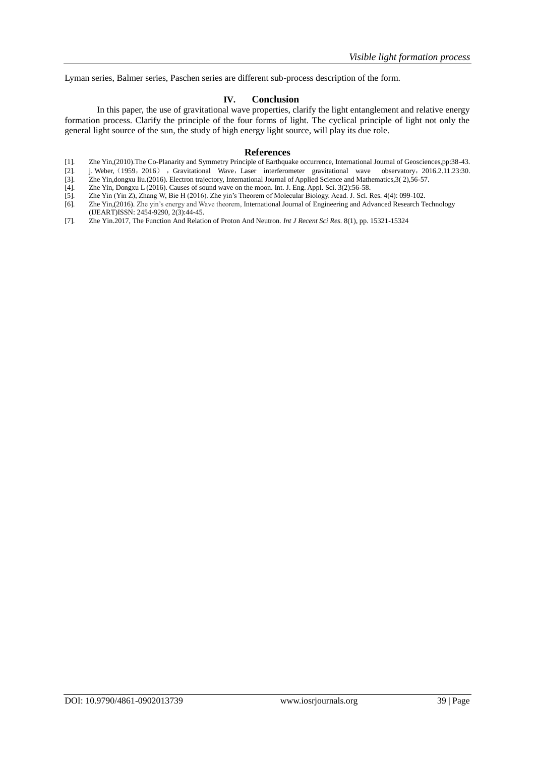Lyman series, Balmer series, Paschen series are different sub-process description of the form.

## IV. Conclusion

In this paper, the use of gravitational wave properties, clarify the light entanglement and relative energy formation process. Clarify the principle of the four forms of light. The cyclical principle of light not only the general light source of the sun, the study of high energy light source, will play its due role.

## References

[1]. Zhe Yin,(2010).The Co-Planarity and Symmetry Principle of Earthquake occurrence, International Journal of Geosciences,pp:38-43.

[2]. j. Weber,（1959，2016），Gravitational Wave，Laser interferometer gravitational wave observatory，2016.2.11.23:30.

[3]. Zhe Yin,dongxu liu.(2016). Electron trajectory, International Journal of Applied Science and Mathematics,3( 2),56-57.

[4]. Zhe Yin, Dongxu L (2016). Causes of sound wave on the moon. Int. J. Eng. Appl. Sci. 3(2):56-58.

[5]. Zhe Yin (Yin Z), Zhang W, Bie H (2016). Zhe yin's Theorem of Molecular Biology. Acad. J. Sci. Res. 4(4): 099-102.

[6]. Zhe Yin,(2016). Zhe yin's energy and Wave theorem, International Journal of Engineering and Advanced Research Technology (IJEART)ISSN: 2454-9290, 2(3):44-45.

[7]. Zhe Yin.2017, The Function And Relation of Proton And Neutron. *Int J Recent Sci Res.* 8(1), pp. 15321-15324